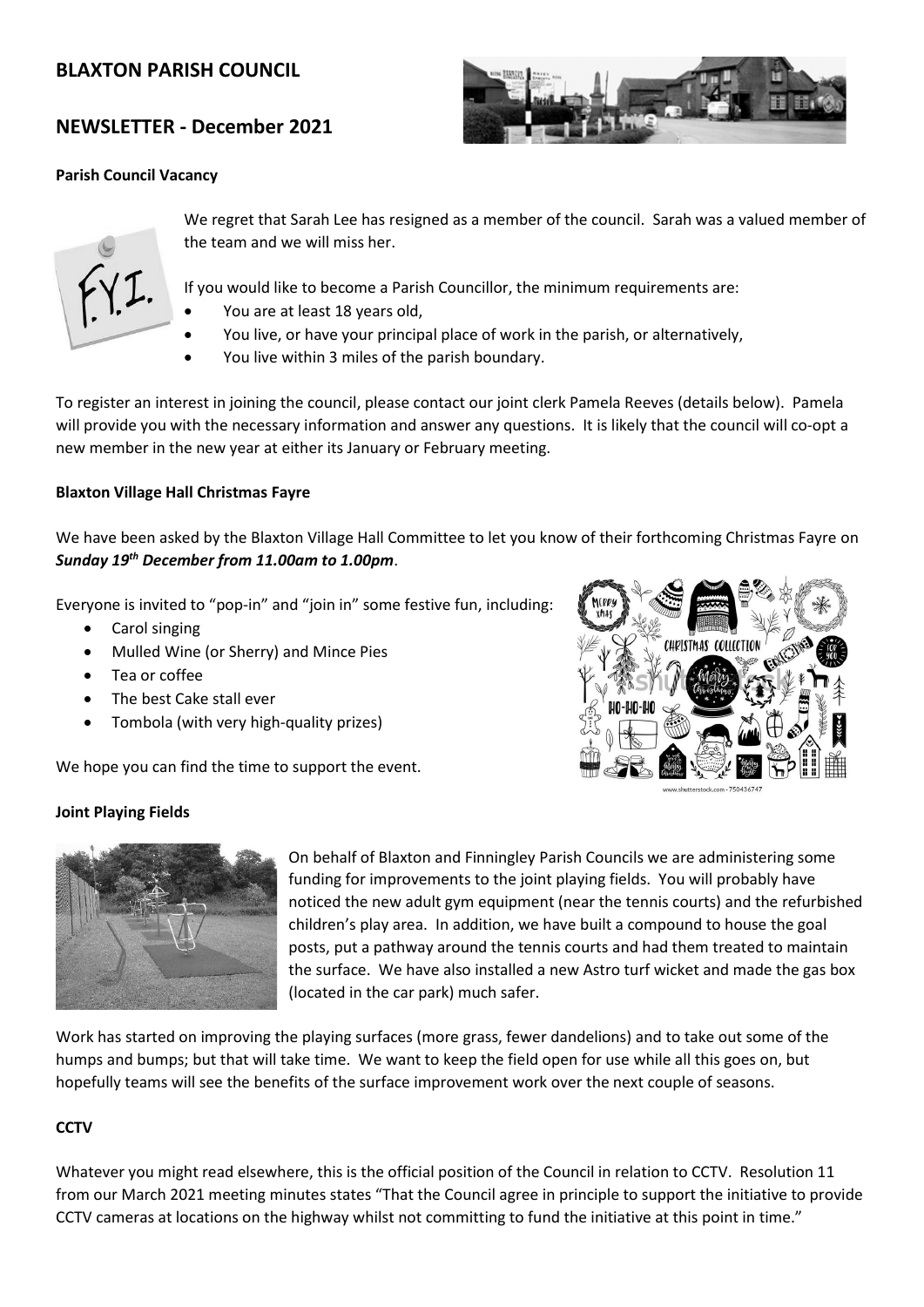# BLAXTON PARISH COUNCIL

## NEWSLETTER - December 2021

### Parish Council Vacancy

We regret that Sarah Lee has resigned as a member of the council. Sarah was a valued member of the team and we will miss her.

If you would like to become a Parish Councillor, the minimum requirements are:

- You are at least 18 years old,
- You live, or have your principal place of work in the parish, or alternatively,
- You live within 3 miles of the parish boundary.

To register an interest in joining the council, please contact our joint clerk Pamela Reeves (details below). Pamela will provide you with the necessary information and answer any questions. It is likely that the council will co-opt a new member in the new year at either its January or February meeting.

### Blaxton Village Hall Christmas Fayre

We have been asked by the Blaxton Village Hall Committee to let you know of their forthcoming Christmas Fayre on ***Sunday 19th December from 11.00am to 1.00pm***.

Everyone is invited to "pop-in" and "join in" some festive fun, including:

- Carol singing
- Mulled Wine (or Sherry) and Mince Pies
- Tea or coffee
- The best Cake stall ever
- Tombola (with very high-quality prizes)

We hope you can find the time to support the event.

### Joint Playing Fields

On behalf of Blaxton and Finningley Parish Councils we are administering some funding for improvements to the joint playing fields. You will probably have noticed the new adult gym equipment (near the tennis courts) and the refurbished children's play area. In addition, we have built a compound to house the goal posts, put a pathway around the tennis courts and had them treated to maintain the surface. We have also installed a new Astro turf wicket and made the gas box (located in the car park) much safer.

Work has started on improving the playing surfaces (more grass, fewer dandelions) and to take out some of the humps and bumps; but that will take time. We want to keep the field open for use while all this goes on, but hopefully teams will see the benefits of the surface improvement work over the next couple of seasons.

### CCTV

Whatever you might read elsewhere, this is the official position of the Council in relation to CCTV. Resolution 11 from our March 2021 meeting minutes states "That the Council agree in principle to support the initiative to provide CCTV cameras at locations on the highway whilst not committing to fund the initiative at this point in time."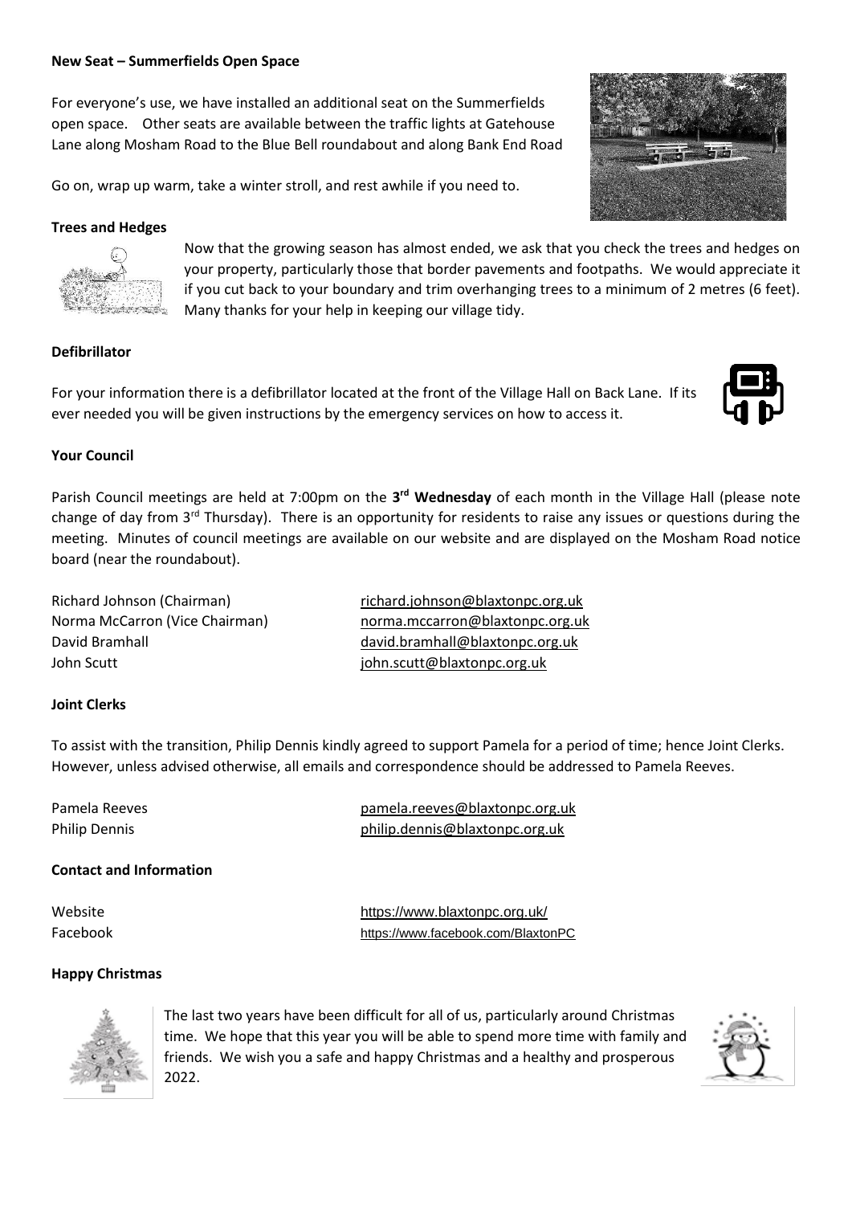**New Seat – Summerfields Open Space**

For everyone's use, we have installed an additional seat on the Summerfields open space. Other seats are available between the traffic lights at Gatehouse Lane along Mosham Road to the Blue Bell roundabout and along Bank End Road

Go on, wrap up warm, take a winter stroll, and rest awhile if you need to.

**Trees and Hedges**

Now that the growing season has almost ended, we ask that you check the trees and hedges on your property, particularly those that border pavements and footpaths. We would appreciate it if you cut back to your boundary and trim overhanging trees to a minimum of 2 metres (6 feet). Many thanks for your help in keeping our village tidy.

**Defibrillator**

For your information there is a defibrillator located at the front of the Village Hall on Back Lane. If its ever needed you will be given instructions by the emergency services on how to access it.

**Your Council**

Parish Council meetings are held at 7:00pm on the **3rd Wednesday** of each month in the Village Hall (please note change of day from 3rd Thursday). There is an opportunity for residents to raise any issues or questions during the meeting. Minutes of council meetings are available on our website and are displayed on the Mosham Road notice board (near the roundabout).

| | |
|---|---|
| Richard Johnson (Chairman) | richard.johnson@blaxtonpc.org.uk |
| Norma McCarron (Vice Chairman) | norma.mccarron@blaxtonpc.org.uk |
| David Bramhall | david.bramhall@blaxtonpc.org.uk |
| John Scutt | john.scutt@blaxtonpc.org.uk |

**Joint Clerks**

To assist with the transition, Philip Dennis kindly agreed to support Pamela for a period of time; hence Joint Clerks. However, unless advised otherwise, all emails and correspondence should be addressed to Pamela Reeves.

| | |
|---|---|
| Pamela Reeves | pamela.reeves@blaxtonpc.org.uk |
| Philip Dennis | philip.dennis@blaxtonpc.org.uk |

**Contact and Information**

| | |
|---|---|
| Website | https://www.blaxtonpc.org.uk/ |
| Facebook | https://www.facebook.com/BlaxtonPC |

**Happy Christmas**

The last two years have been difficult for all of us, particularly around Christmas time. We hope that this year you will be able to spend more time with family and friends. We wish you a safe and happy Christmas and a healthy and prosperous 2022.